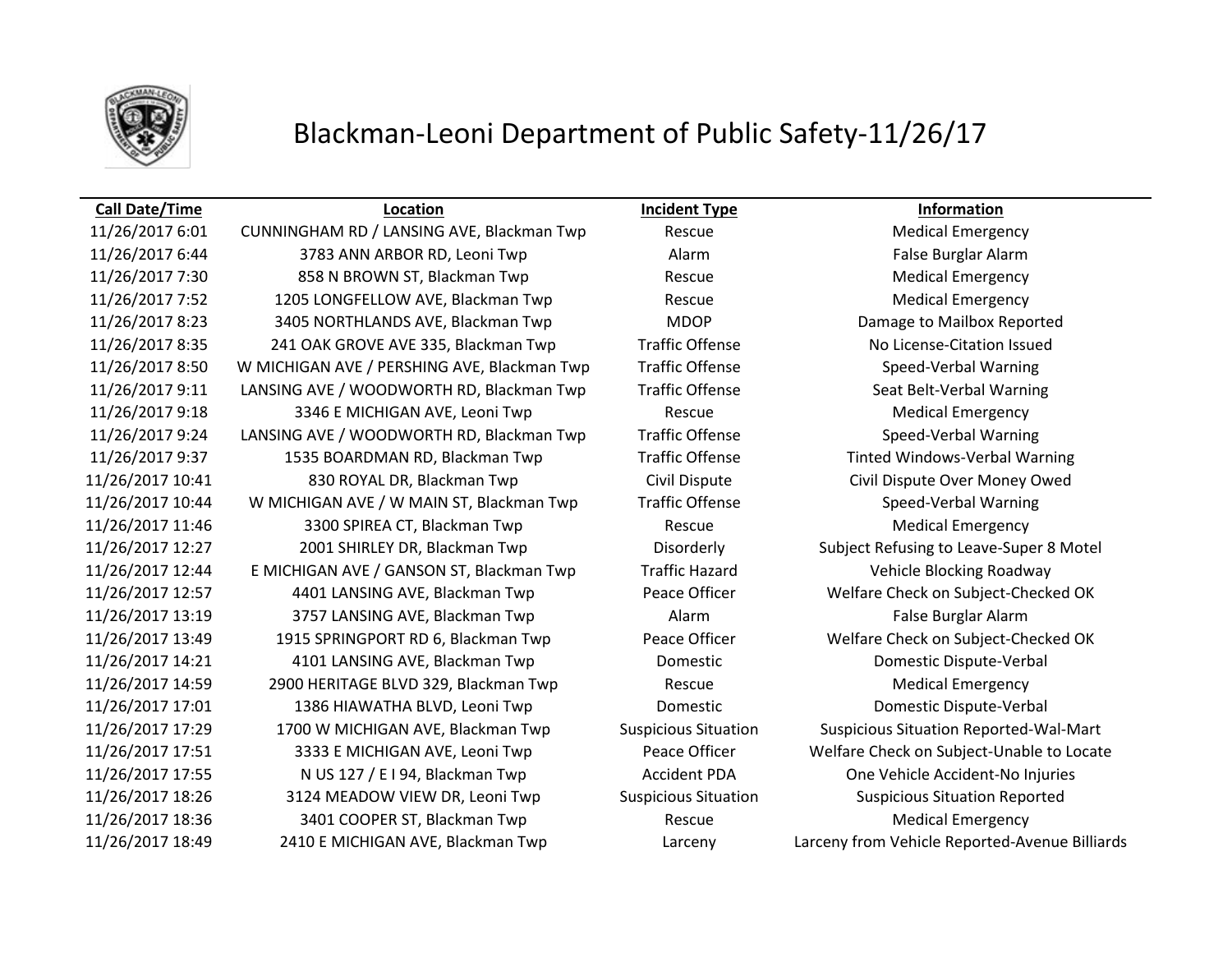# Blackman-Leoni Department of Public Safety-11/26/17

| Call Date/Time | Location | Incident Type | Information |
|---|---|---|---|
| 11/26/2017 6:01 | CUNNINGHAM RD / LANSING AVE, Blackman Twp | Rescue | Medical Emergency |
| 11/26/2017 6:44 | 3783 ANN ARBOR RD, Leoni Twp | Alarm | False Burglar Alarm |
| 11/26/2017 7:30 | 858 N BROWN ST, Blackman Twp | Rescue | Medical Emergency |
| 11/26/2017 7:52 | 1205 LONGFELLOW AVE, Blackman Twp | Rescue | Medical Emergency |
| 11/26/2017 8:23 | 3405 NORTHLANDS AVE, Blackman Twp | MDOP | Damage to Mailbox Reported |
| 11/26/2017 8:35 | 241 OAK GROVE AVE 335, Blackman Twp | Traffic Offense | No License-Citation Issued |
| 11/26/2017 8:50 | W MICHIGAN AVE / PERSHING AVE, Blackman Twp | Traffic Offense | Speed-Verbal Warning |
| 11/26/2017 9:11 | LANSING AVE / WOODWORTH RD, Blackman Twp | Traffic Offense | Seat Belt-Verbal Warning |
| 11/26/2017 9:18 | 3346 E MICHIGAN AVE, Leoni Twp | Rescue | Medical Emergency |
| 11/26/2017 9:24 | LANSING AVE / WOODWORTH RD, Blackman Twp | Traffic Offense | Speed-Verbal Warning |
| 11/26/2017 9:37 | 1535 BOARDMAN RD, Blackman Twp | Traffic Offense | Tinted Windows-Verbal Warning |
| 11/26/2017 10:41 | 830 ROYAL DR, Blackman Twp | Civil Dispute | Civil Dispute Over Money Owed |
| 11/26/2017 10:44 | W MICHIGAN AVE / W MAIN ST, Blackman Twp | Traffic Offense | Speed-Verbal Warning |
| 11/26/2017 11:46 | 3300 SPIREA CT, Blackman Twp | Rescue | Medical Emergency |
| 11/26/2017 12:27 | 2001 SHIRLEY DR, Blackman Twp | Disorderly | Subject Refusing to Leave-Super 8 Motel |
| 11/26/2017 12:44 | E MICHIGAN AVE / GANSON ST, Blackman Twp | Traffic Hazard | Vehicle Blocking Roadway |
| 11/26/2017 12:57 | 4401 LANSING AVE, Blackman Twp | Peace Officer | Welfare Check on Subject-Checked OK |
| 11/26/2017 13:19 | 3757 LANSING AVE, Blackman Twp | Alarm | False Burglar Alarm |
| 11/26/2017 13:49 | 1915 SPRINGPORT RD 6, Blackman Twp | Peace Officer | Welfare Check on Subject-Checked OK |
| 11/26/2017 14:21 | 4101 LANSING AVE, Blackman Twp | Domestic | Domestic Dispute-Verbal |
| 11/26/2017 14:59 | 2900 HERITAGE BLVD 329, Blackman Twp | Rescue | Medical Emergency |
| 11/26/2017 17:01 | 1386 HIAWATHA BLVD, Leoni Twp | Domestic | Domestic Dispute-Verbal |
| 11/26/2017 17:29 | 1700 W MICHIGAN AVE, Blackman Twp | Suspicious Situation | Suspicious Situation Reported-Wal-Mart |
| 11/26/2017 17:51 | 3333 E MICHIGAN AVE, Leoni Twp | Peace Officer | Welfare Check on Subject-Unable to Locate |
| 11/26/2017 17:55 | N US 127 / E I 94, Blackman Twp | Accident PDA | One Vehicle Accident-No Injuries |
| 11/26/2017 18:26 | 3124 MEADOW VIEW DR, Leoni Twp | Suspicious Situation | Suspicious Situation Reported |
| 11/26/2017 18:36 | 3401 COOPER ST, Blackman Twp | Rescue | Medical Emergency |
| 11/26/2017 18:49 | 2410 E MICHIGAN AVE, Blackman Twp | Larceny | Larceny from Vehicle Reported-Avenue Billiards |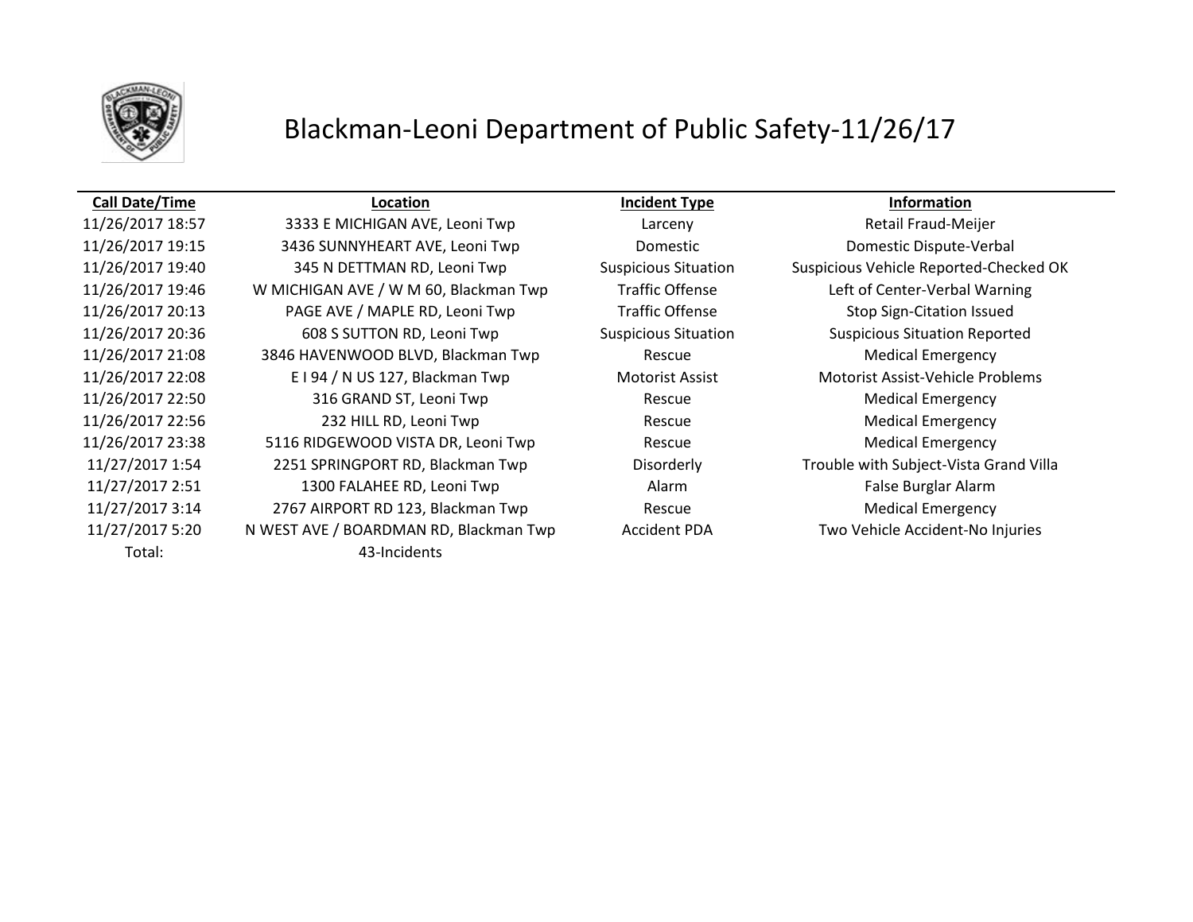# Blackman-Leoni Department of Public Safety-11/26/17

| Call Date/Time | Location | Incident Type | Information |
| --- | --- | --- | --- |
| 11/26/2017 18:57 | 3333 E MICHIGAN AVE, Leoni Twp | Larceny | Retail Fraud-Meijer |
| 11/26/2017 19:15 | 3436 SUNNYHEART AVE, Leoni Twp | Domestic | Domestic Dispute-Verbal |
| 11/26/2017 19:40 | 345 N DETTMAN RD, Leoni Twp | Suspicious Situation | Suspicious Vehicle Reported-Checked OK |
| 11/26/2017 19:46 | W MICHIGAN AVE / W M 60, Blackman Twp | Traffic Offense | Left of Center-Verbal Warning |
| 11/26/2017 20:13 | PAGE AVE / MAPLE RD, Leoni Twp | Traffic Offense | Stop Sign-Citation Issued |
| 11/26/2017 20:36 | 608 S SUTTON RD, Leoni Twp | Suspicious Situation | Suspicious Situation Reported |
| 11/26/2017 21:08 | 3846 HAVENWOOD BLVD, Blackman Twp | Rescue | Medical Emergency |
| 11/26/2017 22:08 | E I 94 / N US 127, Blackman Twp | Motorist Assist | Motorist Assist-Vehicle Problems |
| 11/26/2017 22:50 | 316 GRAND ST, Leoni Twp | Rescue | Medical Emergency |
| 11/26/2017 22:56 | 232 HILL RD, Leoni Twp | Rescue | Medical Emergency |
| 11/26/2017 23:38 | 5116 RIDGEWOOD VISTA DR, Leoni Twp | Rescue | Medical Emergency |
| 11/27/2017 1:54 | 2251 SPRINGPORT RD, Blackman Twp | Disorderly | Trouble with Subject-Vista Grand Villa |
| 11/27/2017 2:51 | 1300 FALAHEE RD, Leoni Twp | Alarm | False Burglar Alarm |
| 11/27/2017 3:14 | 2767 AIRPORT RD 123, Blackman Twp | Rescue | Medical Emergency |
| 11/27/2017 5:20 | N WEST AVE / BOARDMAN RD, Blackman Twp | Accident PDA | Two Vehicle Accident-No Injuries |
| Total: | 43-Incidents | | |